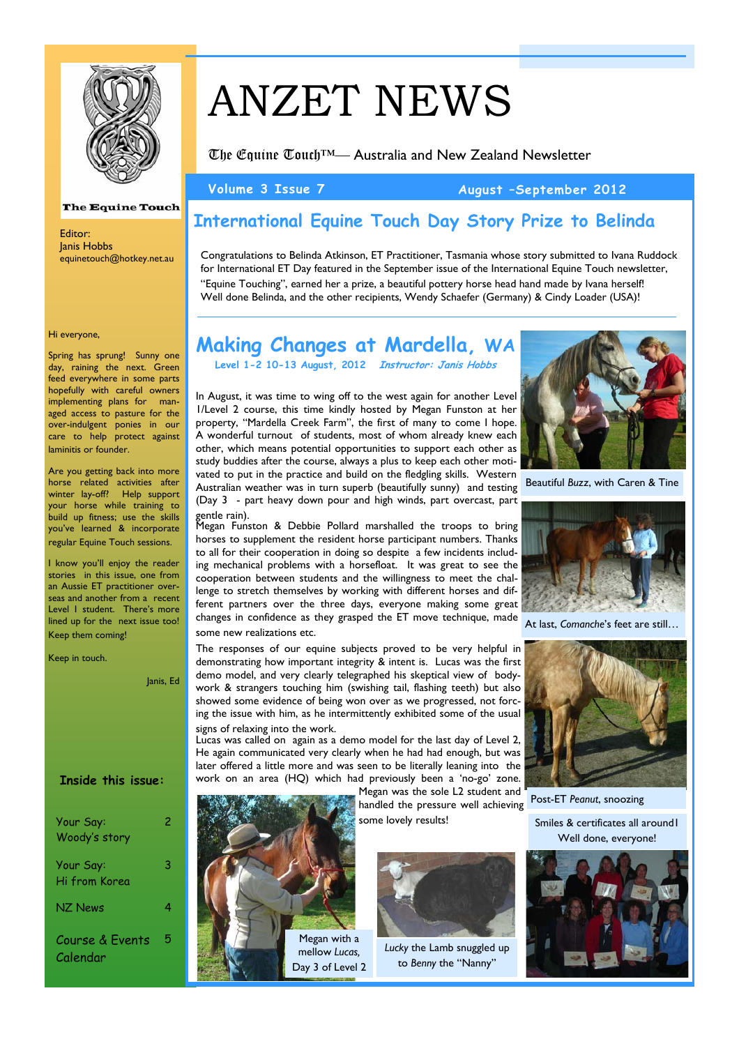# ANZET NEWS

The Equine Touch™— Australia and New Zealand Newsletter

Volume 3 Issue 7 — August –September 2012

The Equine Touch

Editor:
Janis Hobbs
equinetouch@hotkey.net.au

Hi everyone,

Spring has sprung! Sunny one day, raining the next. Green feed everywhere in some parts hopefully with careful owners implementing plans for managed access to pasture for the over-indulgent ponies in our care to help protect against laminitis or founder.

Are you getting back into more horse related activities after winter lay-off? Help support your horse while training to build up fitness; use the skills you've learned & incorporate regular Equine Touch sessions.

I know you'll enjoy the reader stories in this issue, one from an Aussie ET practitioner overseas and another from a recent Level I student. There's more lined up for the next issue too! Keep them coming!

Keep in touch.

Janis, Ed

**Inside this issue:**

| | |
|---|---|
| Your Say: Woody's story | 2 |
| Your Say: Hi from Korea | 3 |
| NZ News | 4 |
| Course & Events Calendar | 5 |

## International Equine Touch Day Story Prize to Belinda

Congratulations to Belinda Atkinson, ET Practitioner, Tasmania whose story submitted to Ivana Ruddock for International ET Day featured in the September issue of the International Equine Touch newsletter, "Equine Touching", earned her a prize, a beautiful pottery horse head hand made by Ivana herself! Well done Belinda, and the other recipients, Wendy Schaefer (Germany) & Cindy Loader (USA)!

## Making Changes at Mardella, WA

Level 1-2 10-13 August, 2012 *Instructor: Janis Hobbs*

In August, it was time to wing off to the west again for another Level 1/Level 2 course, this time kindly hosted by Megan Funston at her property, "Mardella Creek Farm", the first of many to come I hope. A wonderful turnout of students, most of whom already knew each other, which means potential opportunities to support each other as study buddies after the course, always a plus to keep each other motivated to put in the practice and build on the fledgling skills. Western Australian weather was in turn superb (beautifully sunny) and testing (Day 3 - part heavy down pour and high winds, part overcast, part gentle rain).

Megan Funston & Debbie Pollard marshalled the troops to bring horses to supplement the resident horse participant numbers. Thanks to all for their cooperation in doing so despite a few incidents including mechanical problems with a horsefloat. It was great to see the cooperation between students and the willingness to meet the challenge to stretch themselves by working with different horses and different partners over the three days, everyone making some great changes in confidence as they grasped the ET move technique, made some new realizations etc.

The responses of our equine subjects proved to be very helpful in demonstrating how important integrity & intent is. Lucas was the first demo model, and very clearly telegraphed his skeptical view of bodywork & strangers touching him (swishing tail, flashing teeth) but also showed some evidence of being won over as we progressed, not forcing the issue with him, as he intermittently exhibited some of the usual signs of relaxing into the work.

Lucas was called on again as a demo model for the last day of Level 2, He again communicated very clearly when he had had enough, but was later offered a little more and was seen to be literally leaning into the work on an area (HQ) which had previously been a 'no-go' zone. Megan was the sole L2 student and handled the pressure well achieving some lovely results!

Beautiful *Buzz*, with Caren & Tine

At last, *Comanche*'s feet are still…

Post-ET *Peanut*, snoozing

Smiles & certificates all around! Well done, everyone!

Megan with a mellow *Lucas*, Day 3 of Level 2

*Lucky* the Lamb snuggled up to *Benny* the "Nanny"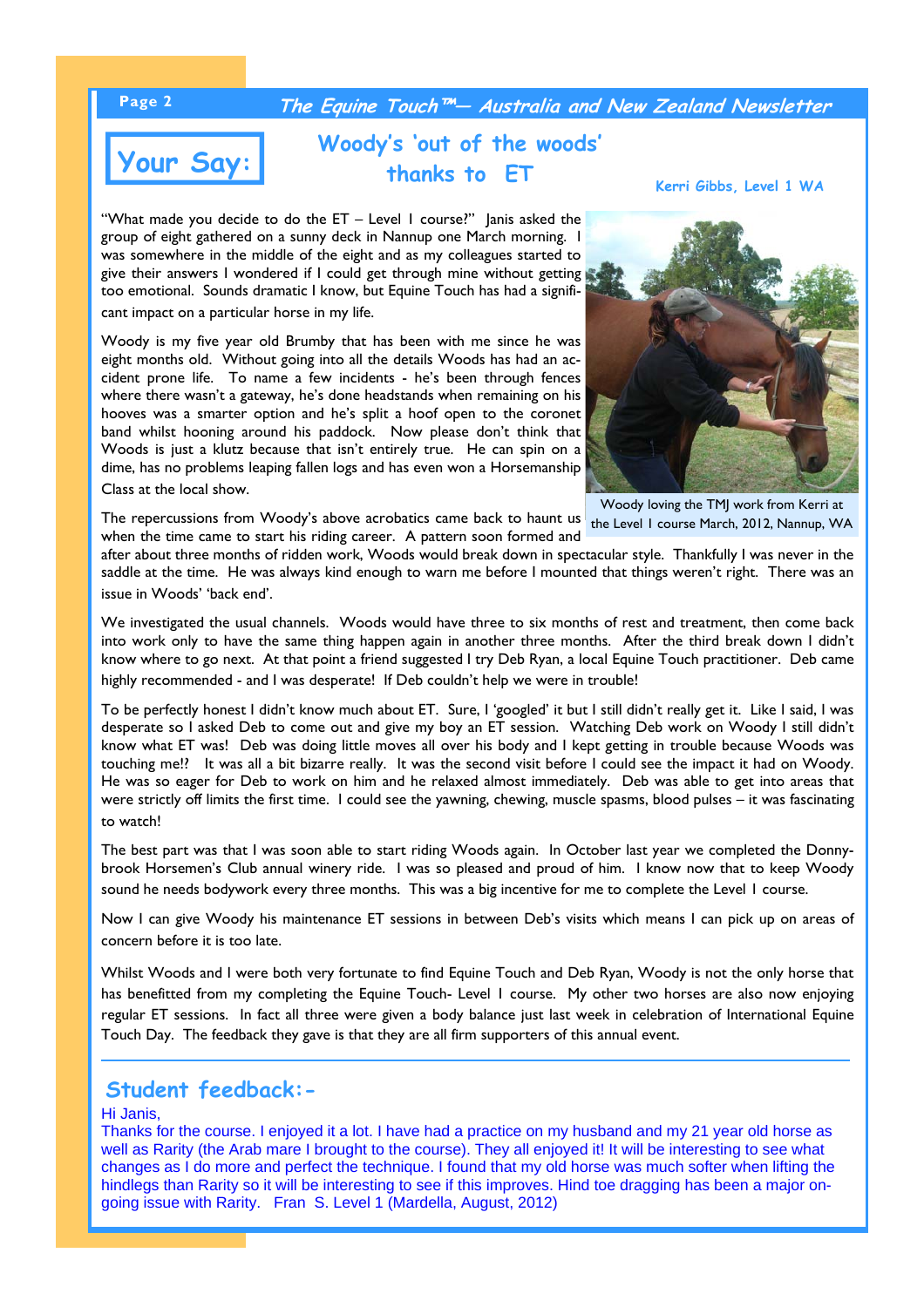## Your Say:

## Woody's 'out of the woods' thanks to ET

**Kerri Gibbs, Level 1 WA**

"What made you decide to do the ET – Level I course?" Janis asked the group of eight gathered on a sunny deck in Nannup one March morning. I was somewhere in the middle of the eight and as my colleagues started to give their answers I wondered if I could get through mine without getting too emotional. Sounds dramatic I know, but Equine Touch has had a significant impact on a particular horse in my life.

Woody is my five year old Brumby that has been with me since he was eight months old. Without going into all the details Woods has had an accident prone life. To name a few incidents - he's been through fences where there wasn't a gateway, he's done headstands when remaining on his hooves was a smarter option and he's split a hoof open to the coronet band whilst hooning around his paddock. Now please don't think that Woods is just a klutz because that isn't entirely true. He can spin on a dime, has no problems leaping fallen logs and has even won a Horsemanship Class at the local show.

Woody loving the TMJ work from Kerri at the Level I course March, 2012, Nannup, WA

The repercussions from Woody's above acrobatics came back to haunt us when the time came to start his riding career. A pattern soon formed and after about three months of ridden work, Woods would break down in spectacular style. Thankfully I was never in the saddle at the time. He was always kind enough to warn me before I mounted that things weren't right. There was an issue in Woods' 'back end'.

We investigated the usual channels. Woods would have three to six months of rest and treatment, then come back into work only to have the same thing happen again in another three months. After the third break down I didn't know where to go next. At that point a friend suggested I try Deb Ryan, a local Equine Touch practitioner. Deb came highly recommended - and I was desperate! If Deb couldn't help we were in trouble!

To be perfectly honest I didn't know much about ET. Sure, I 'googled' it but I still didn't really get it. Like I said, I was desperate so I asked Deb to come out and give my boy an ET session. Watching Deb work on Woody I still didn't know what ET was! Deb was doing little moves all over his body and I kept getting in trouble because Woods was touching me!? It was all a bit bizarre really. It was the second visit before I could see the impact it had on Woody. He was so eager for Deb to work on him and he relaxed almost immediately. Deb was able to get into areas that were strictly off limits the first time. I could see the yawning, chewing, muscle spasms, blood pulses – it was fascinating to watch!

The best part was that I was soon able to start riding Woods again. In October last year we completed the Donnybrook Horsemen's Club annual winery ride. I was so pleased and proud of him. I know now that to keep Woody sound he needs bodywork every three months. This was a big incentive for me to complete the Level I course.

Now I can give Woody his maintenance ET sessions in between Deb's visits which means I can pick up on areas of concern before it is too late.

Whilst Woods and I were both very fortunate to find Equine Touch and Deb Ryan, Woody is not the only horse that has benefitted from my completing the Equine Touch- Level I course. My other two horses are also now enjoying regular ET sessions. In fact all three were given a body balance just last week in celebration of International Equine Touch Day. The feedback they gave is that they are all firm supporters of this annual event.

---

## Student feedback:-

Hi Janis,

Thanks for the course. I enjoyed it a lot. I have had a practice on my husband and my 21 year old horse as well as Rarity (the Arab mare I brought to the course). They all enjoyed it! It will be interesting to see what changes as I do more and perfect the technique. I found that my old horse was much softer when lifting the hindlegs than Rarity so it will be interesting to see if this improves. Hind toe dragging has been a major ongoing issue with Rarity. Fran S. Level 1 (Mardella, August, 2012)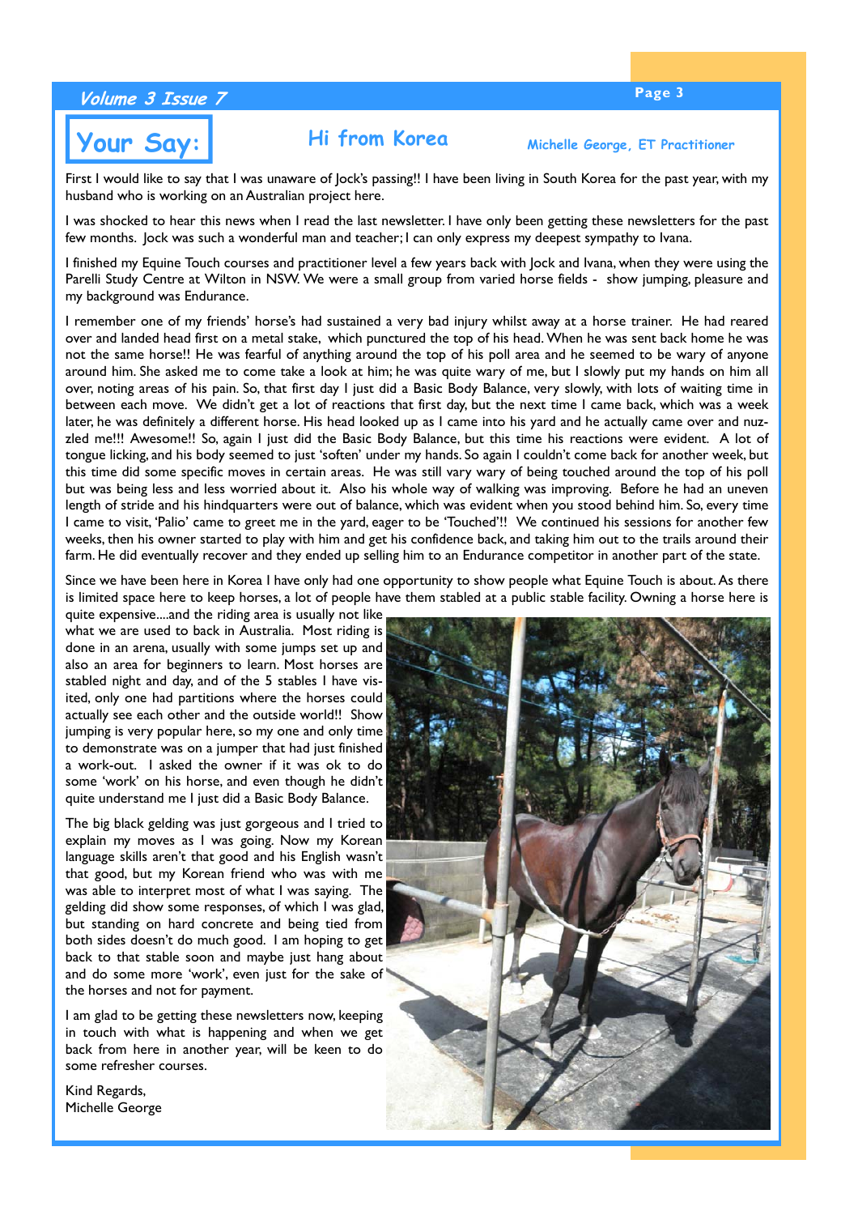# Your Say:

## Hi from Korea

**Michelle George, ET Practitioner**

First I would like to say that I was unaware of Jock's passing!! I have been living in South Korea for the past year, with my husband who is working on an Australian project here.

I was shocked to hear this news when I read the last newsletter. I have only been getting these newsletters for the past few months. Jock was such a wonderful man and teacher; I can only express my deepest sympathy to Ivana.

I finished my Equine Touch courses and practitioner level a few years back with Jock and Ivana, when they were using the Parelli Study Centre at Wilton in NSW. We were a small group from varied horse fields - show jumping, pleasure and my background was Endurance.

I remember one of my friends' horse's had sustained a very bad injury whilst away at a horse trainer. He had reared over and landed head first on a metal stake, which punctured the top of his head. When he was sent back home he was not the same horse!! He was fearful of anything around the top of his poll area and he seemed to be wary of anyone around him. She asked me to come take a look at him; he was quite wary of me, but I slowly put my hands on him all over, noting areas of his pain. So, that first day I just did a Basic Body Balance, very slowly, with lots of waiting time in between each move. We didn't get a lot of reactions that first day, but the next time I came back, which was a week later, he was definitely a different horse. His head looked up as I came into his yard and he actually came over and nuzzled me!!! Awesome!! So, again I just did the Basic Body Balance, but this time his reactions were evident. A lot of tongue licking, and his body seemed to just 'soften' under my hands. So again I couldn't come back for another week, but this time did some specific moves in certain areas. He was still vary wary of being touched around the top of his poll but was being less and less worried about it. Also his whole way of walking was improving. Before he had an uneven length of stride and his hindquarters were out of balance, which was evident when you stood behind him. So, every time I came to visit, 'Palio' came to greet me in the yard, eager to be 'Touched'!! We continued his sessions for another few weeks, then his owner started to play with him and get his confidence back, and taking him out to the trails around their farm. He did eventually recover and they ended up selling him to an Endurance competitor in another part of the state.

Since we have been here in Korea I have only had one opportunity to show people what Equine Touch is about. As there is limited space here to keep horses, a lot of people have them stabled at a public stable facility. Owning a horse here is quite expensive....and the riding area is usually not like what we are used to back in Australia. Most riding is done in an arena, usually with some jumps set up and also an area for beginners to learn. Most horses are stabled night and day, and of the 5 stables I have visited, only one had partitions where the horses could actually see each other and the outside world!! Show jumping is very popular here, so my one and only time to demonstrate was on a jumper that had just finished a work-out. I asked the owner if it was ok to do some 'work' on his horse, and even though he didn't quite understand me I just did a Basic Body Balance.

The big black gelding was just gorgeous and I tried to explain my moves as I was going. Now my Korean language skills aren't that good and his English wasn't that good, but my Korean friend who was with me was able to interpret most of what I was saying. The gelding did show some responses, of which I was glad, but standing on hard concrete and being tied from both sides doesn't do much good. I am hoping to get back to that stable soon and maybe just hang about and do some more 'work', even just for the sake of the horses and not for payment.

I am glad to be getting these newsletters now, keeping in touch with what is happening and when we get back from here in another year, will be keen to do some refresher courses.

Kind Regards,
Michelle George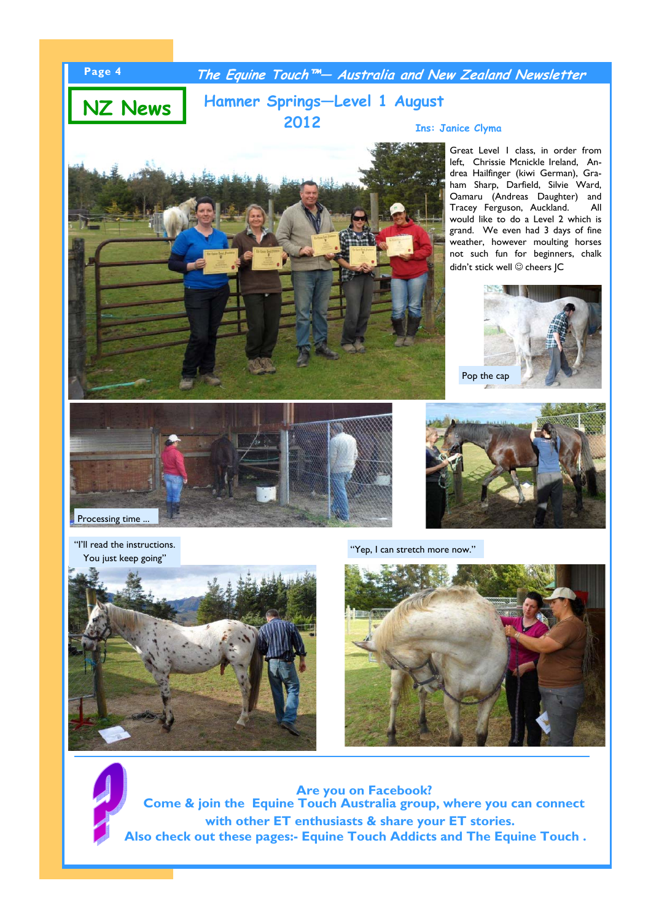# NZ News

## Hamner Springs—Level 1 August 2012

**Ins: Janice Clyma**

Great Level I class, in order from left, Chrissie Mcnickle Ireland, Andrea Hailfinger (kiwi German), Graham Sharp, Darfield, Silvie Ward, Oamaru (Andreas Daughter) and Tracey Ferguson, Auckland. All would like to do a Level 2 which is grand. We even had 3 days of fine weather, however moulting horses not such fun for beginners, chalk didn't stick well ☺ cheers JC

Pop the cap

Processing time ...

"I'll read the instructions. You just keep going"

"Yep, I can stretch more now."

**Are you on Facebook?**
**Come & join the Equine Touch Australia group, where you can connect with other ET enthusiasts & share your ET stories.**
**Also check out these pages:- Equine Touch Addicts and The Equine Touch .**